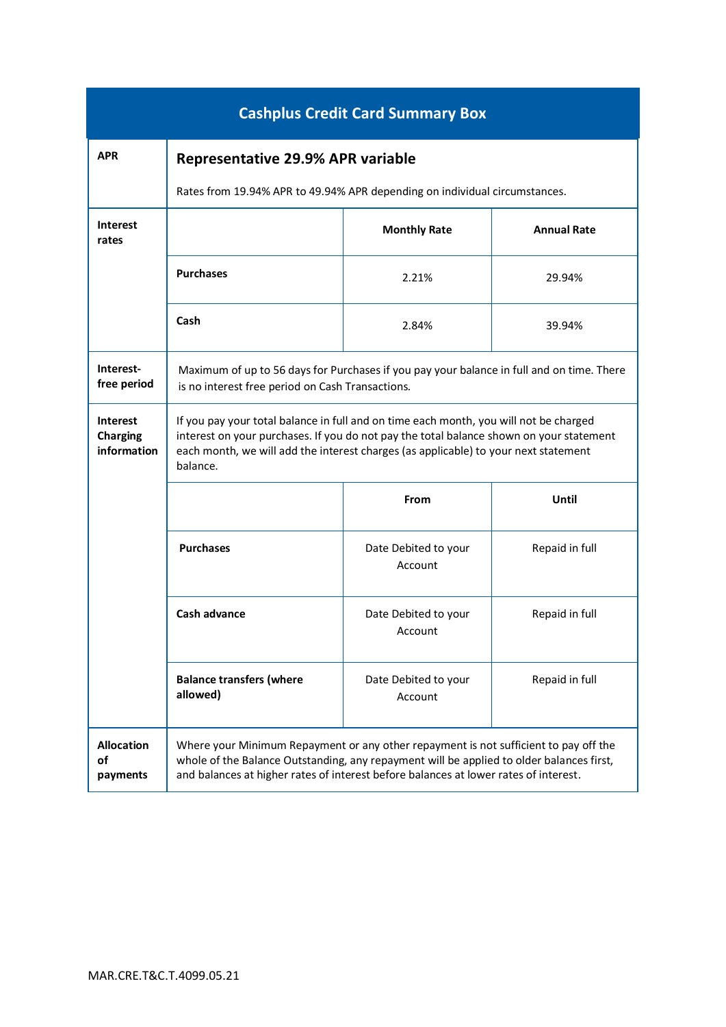# Cashplus Credit Card Summary Box

| | | | |
|---|---|---|---|
| **APR** | **Representative 29.9% APR variable**<br><br>Rates from 19.94% APR to 49.94% APR depending on individual circumstances. | | |
| **Interest rates** | | **Monthly Rate** | **Annual Rate** |
| | **Purchases** | 2.21% | 29.94% |
| | **Cash** | 2.84% | 39.94% |
| **Interest-free period** | Maximum of up to 56 days for Purchases if you pay your balance in full and on time. There is no interest free period on Cash Transactions. | | |
| **Interest Charging information** | If you pay your total balance in full and on time each month, you will not be charged interest on your purchases. If you do not pay the total balance shown on your statement each month, we will add the interest charges (as applicable) to your next statement balance. | | |
| | | **From** | **Until** |
| | **Purchases** | Date Debited to your Account | Repaid in full |
| | **Cash advance** | Date Debited to your Account | Repaid in full |
| | **Balance transfers (where allowed)** | Date Debited to your Account | Repaid in full |
| **Allocation of payments** | Where your Minimum Repayment or any other repayment is not sufficient to pay off the whole of the Balance Outstanding, any repayment will be applied to older balances first, and balances at higher rates of interest before balances at lower rates of interest. | | |

MAR.CRE.T&C.T.4099.05.21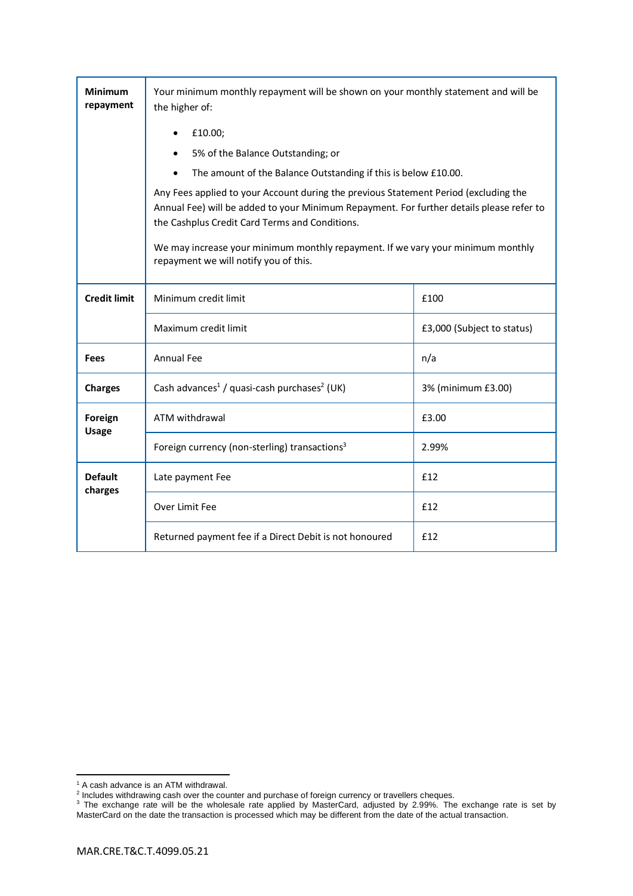| | | |
|---|---|---|
| **Minimum repayment** | Your minimum monthly repayment will be shown on your monthly statement and will be the higher of:<br>• £10.00;<br>• 5% of the Balance Outstanding; or<br>• The amount of the Balance Outstanding if this is below £10.00.<br>Any Fees applied to your Account during the previous Statement Period (excluding the Annual Fee) will be added to your Minimum Repayment. For further details please refer to the Cashplus Credit Card Terms and Conditions.<br>We may increase your minimum monthly repayment. If we vary your minimum monthly repayment we will notify you of this. | |
| **Credit limit** | Minimum credit limit | £100 |
| | Maximum credit limit | £3,000 (Subject to status) |
| **Fees** | Annual Fee | n/a |
| **Charges** | Cash advances[1] / quasi-cash purchases[2] (UK) | 3% (minimum £3.00) |
| **Foreign Usage** | ATM withdrawal | £3.00 |
| | Foreign currency (non-sterling) transactions[3] | 2.99% |
| **Default charges** | Late payment Fee | £12 |
| | Over Limit Fee | £12 |
| | Returned payment fee if a Direct Debit is not honoured | £12 |

[1] A cash advance is an ATM withdrawal.

[2] Includes withdrawing cash over the counter and purchase of foreign currency or travellers cheques.

[3] The exchange rate will be the wholesale rate applied by MasterCard, adjusted by 2.99%. The exchange rate is set by MasterCard on the date the transaction is processed which may be different from the date of the actual transaction.

MAR.CRE.T&C.T.4099.05.21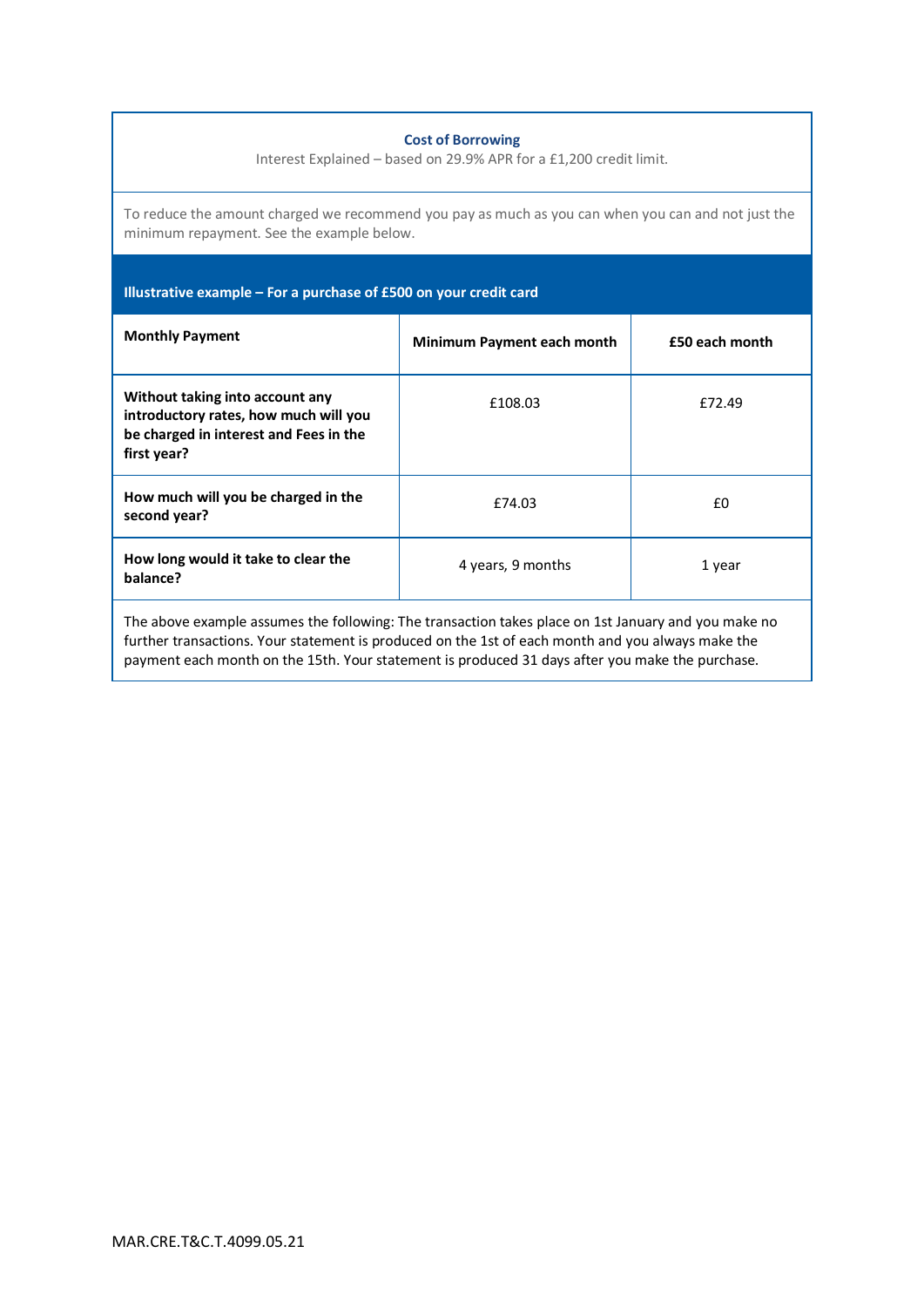**Cost of Borrowing**

Interest Explained – based on 29.9% APR for a £1,200 credit limit.

To reduce the amount charged we recommend you pay as much as you can when you can and not just the minimum repayment. See the example below.

**Illustrative example – For a purchase of £500 on your credit card**

| Monthly Payment | Minimum Payment each month | £50 each month |
|---|---|---|
| **Without taking into account any introductory rates, how much will you be charged in interest and Fees in the first year?** | £108.03 | £72.49 |
| **How much will you be charged in the second year?** | £74.03 | £0 |
| **How long would it take to clear the balance?** | 4 years, 9 months | 1 year |

The above example assumes the following: The transaction takes place on 1st January and you make no further transactions. Your statement is produced on the 1st of each month and you always make the payment each month on the 15th. Your statement is produced 31 days after you make the purchase.

MAR.CRE.T&C.T.4099.05.21